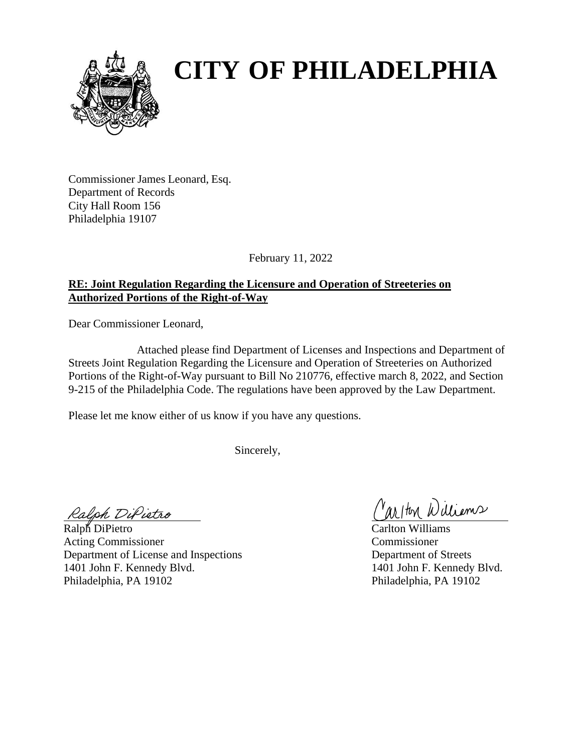# CITY OF PHILADELPHIA

Commissioner James Leonard, Esq.
Department of Records
City Hall Room 156
Philadelphia 19107

February 11, 2022

**RE: Joint Regulation Regarding the Licensure and Operation of Streeteries on Authorized Portions of the Right-of-Way**

Dear Commissioner Leonard,

Attached please find Department of Licenses and Inspections and Department of Streets Joint Regulation Regarding the Licensure and Operation of Streeteries on Authorized Portions of the Right-of-Way pursuant to Bill No 210776, effective march 8, 2022, and Section 9-215 of the Philadelphia Code. The regulations have been approved by the Law Department.

Please let me know either of us know if you have any questions.

Sincerely,

Ralph DiPietro
Acting Commissioner
Department of License and Inspections
1401 John F. Kennedy Blvd.
Philadelphia, PA 19102

Carlton Williams
Commissioner
Department of Streets
1401 John F. Kennedy Blvd.
Philadelphia, PA 19102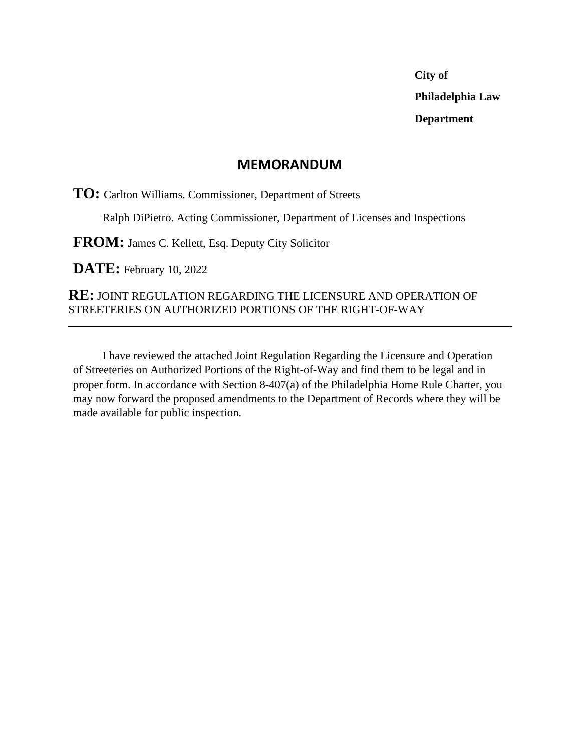**City of Philadelphia Law Department**

## MEMORANDUM

**TO:** Carlton Williams. Commissioner, Department of Streets

Ralph DiPietro. Acting Commissioner, Department of Licenses and Inspections

**FROM:** James C. Kellett, Esq. Deputy City Solicitor

**DATE:** February 10, 2022

**RE:** JOINT REGULATION REGARDING THE LICENSURE AND OPERATION OF STREETERIES ON AUTHORIZED PORTIONS OF THE RIGHT-OF-WAY

---

I have reviewed the attached Joint Regulation Regarding the Licensure and Operation of Streeteries on Authorized Portions of the Right-of-Way and find them to be legal and in proper form. In accordance with Section 8-407(a) of the Philadelphia Home Rule Charter, you may now forward the proposed amendments to the Department of Records where they will be made available for public inspection.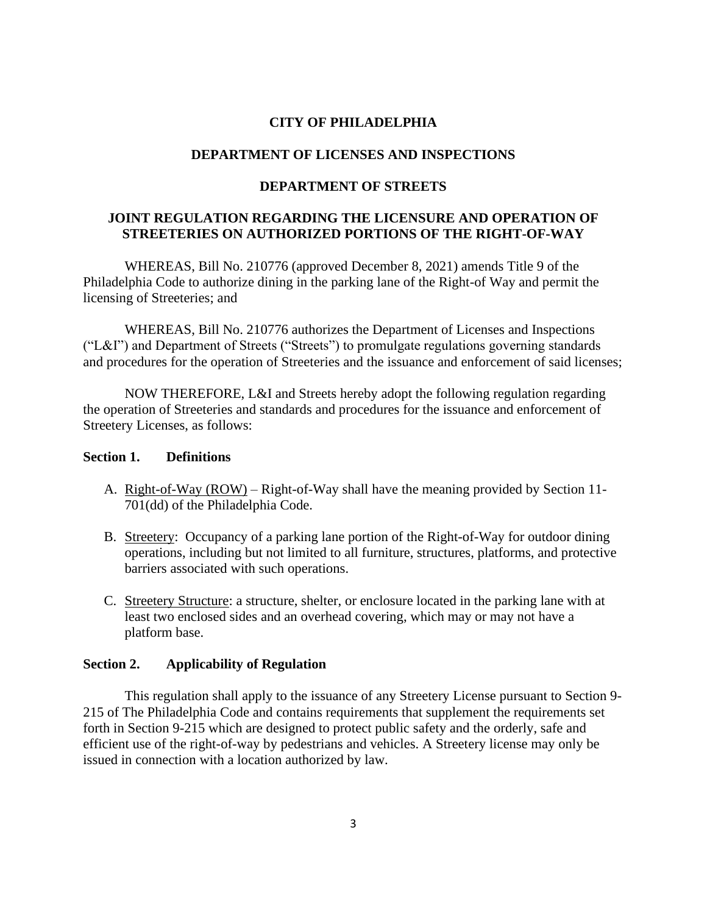**CITY OF PHILADELPHIA**

**DEPARTMENT OF LICENSES AND INSPECTIONS**

**DEPARTMENT OF STREETS**

**JOINT REGULATION REGARDING THE LICENSURE AND OPERATION OF STREETERIES ON AUTHORIZED PORTIONS OF THE RIGHT-OF-WAY**

WHEREAS, Bill No. 210776 (approved December 8, 2021) amends Title 9 of the Philadelphia Code to authorize dining in the parking lane of the Right-of Way and permit the licensing of Streeteries; and

WHEREAS, Bill No. 210776 authorizes the Department of Licenses and Inspections ("L&I") and Department of Streets ("Streets") to promulgate regulations governing standards and procedures for the operation of Streeteries and the issuance and enforcement of said licenses;

NOW THEREFORE, L&I and Streets hereby adopt the following regulation regarding the operation of Streeteries and standards and procedures for the issuance and enforcement of Streetery Licenses, as follows:

## Section 1. Definitions

A. Right-of-Way (ROW) – Right-of-Way shall have the meaning provided by Section 11-701(dd) of the Philadelphia Code.

B. Streetery: Occupancy of a parking lane portion of the Right-of-Way for outdoor dining operations, including but not limited to all furniture, structures, platforms, and protective barriers associated with such operations.

C. Streetery Structure: a structure, shelter, or enclosure located in the parking lane with at least two enclosed sides and an overhead covering, which may or may not have a platform base.

## Section 2. Applicability of Regulation

This regulation shall apply to the issuance of any Streetery License pursuant to Section 9-215 of The Philadelphia Code and contains requirements that supplement the requirements set forth in Section 9-215 which are designed to protect public safety and the orderly, safe and efficient use of the right-of-way by pedestrians and vehicles. A Streetery license may only be issued in connection with a location authorized by law.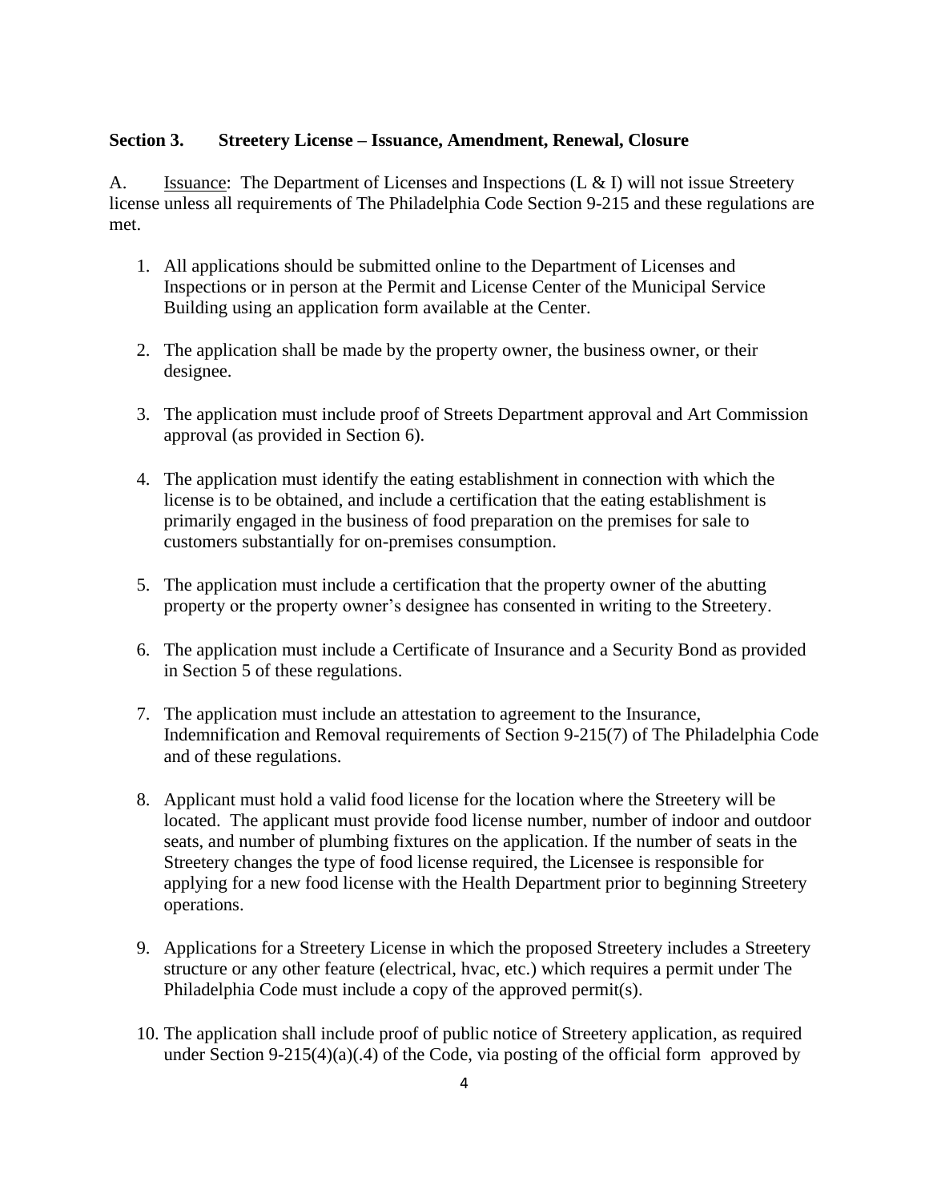**Section 3. Streetery License – Issuance, Amendment, Renewal, Closure**

A. Issuance: The Department of Licenses and Inspections (L & I) will not issue Streetery license unless all requirements of The Philadelphia Code Section 9-215 and these regulations are met.

1. All applications should be submitted online to the Department of Licenses and Inspections or in person at the Permit and License Center of the Municipal Service Building using an application form available at the Center.

2. The application shall be made by the property owner, the business owner, or their designee.

3. The application must include proof of Streets Department approval and Art Commission approval (as provided in Section 6).

4. The application must identify the eating establishment in connection with which the license is to be obtained, and include a certification that the eating establishment is primarily engaged in the business of food preparation on the premises for sale to customers substantially for on-premises consumption.

5. The application must include a certification that the property owner of the abutting property or the property owner's designee has consented in writing to the Streetery.

6. The application must include a Certificate of Insurance and a Security Bond as provided in Section 5 of these regulations.

7. The application must include an attestation to agreement to the Insurance, Indemnification and Removal requirements of Section 9-215(7) of The Philadelphia Code and of these regulations.

8. Applicant must hold a valid food license for the location where the Streetery will be located. The applicant must provide food license number, number of indoor and outdoor seats, and number of plumbing fixtures on the application. If the number of seats in the Streetery changes the type of food license required, the Licensee is responsible for applying for a new food license with the Health Department prior to beginning Streetery operations.

9. Applications for a Streetery License in which the proposed Streetery includes a Streetery structure or any other feature (electrical, hvac, etc.) which requires a permit under The Philadelphia Code must include a copy of the approved permit(s).

10. The application shall include proof of public notice of Streetery application, as required under Section 9-215(4)(a)(.4) of the Code, via posting of the official form approved by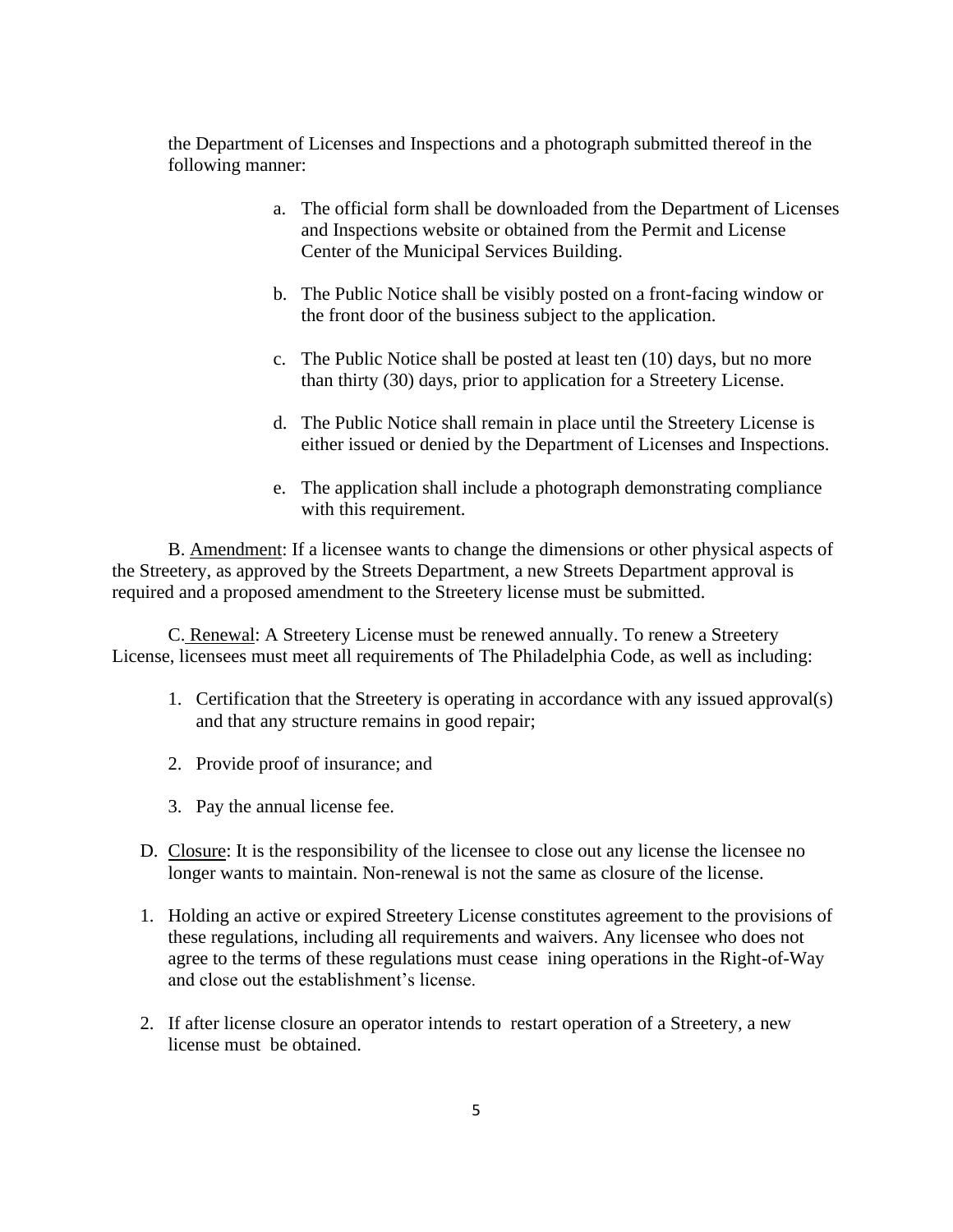the Department of Licenses and Inspections and a photograph submitted thereof in the following manner:

a. The official form shall be downloaded from the Department of Licenses and Inspections website or obtained from the Permit and License Center of the Municipal Services Building.

b. The Public Notice shall be visibly posted on a front-facing window or the front door of the business subject to the application.

c. The Public Notice shall be posted at least ten (10) days, but no more than thirty (30) days, prior to application for a Streetery License.

d. The Public Notice shall remain in place until the Streetery License is either issued or denied by the Department of Licenses and Inspections.

e. The application shall include a photograph demonstrating compliance with this requirement.

B. Amendment: If a licensee wants to change the dimensions or other physical aspects of the Streetery, as approved by the Streets Department, a new Streets Department approval is required and a proposed amendment to the Streetery license must be submitted.

C. Renewal: A Streetery License must be renewed annually. To renew a Streetery License, licensees must meet all requirements of The Philadelphia Code, as well as including:

1. Certification that the Streetery is operating in accordance with any issued approval(s) and that any structure remains in good repair;

2. Provide proof of insurance; and

3. Pay the annual license fee.

D. Closure: It is the responsibility of the licensee to close out any license the licensee no longer wants to maintain. Non-renewal is not the same as closure of the license.

1. Holding an active or expired Streetery License constitutes agreement to the provisions of these regulations, including all requirements and waivers. Any licensee who does not agree to the terms of these regulations must cease ining operations in the Right-of-Way and close out the establishment's license.

2. If after license closure an operator intends to restart operation of a Streetery, a new license must be obtained.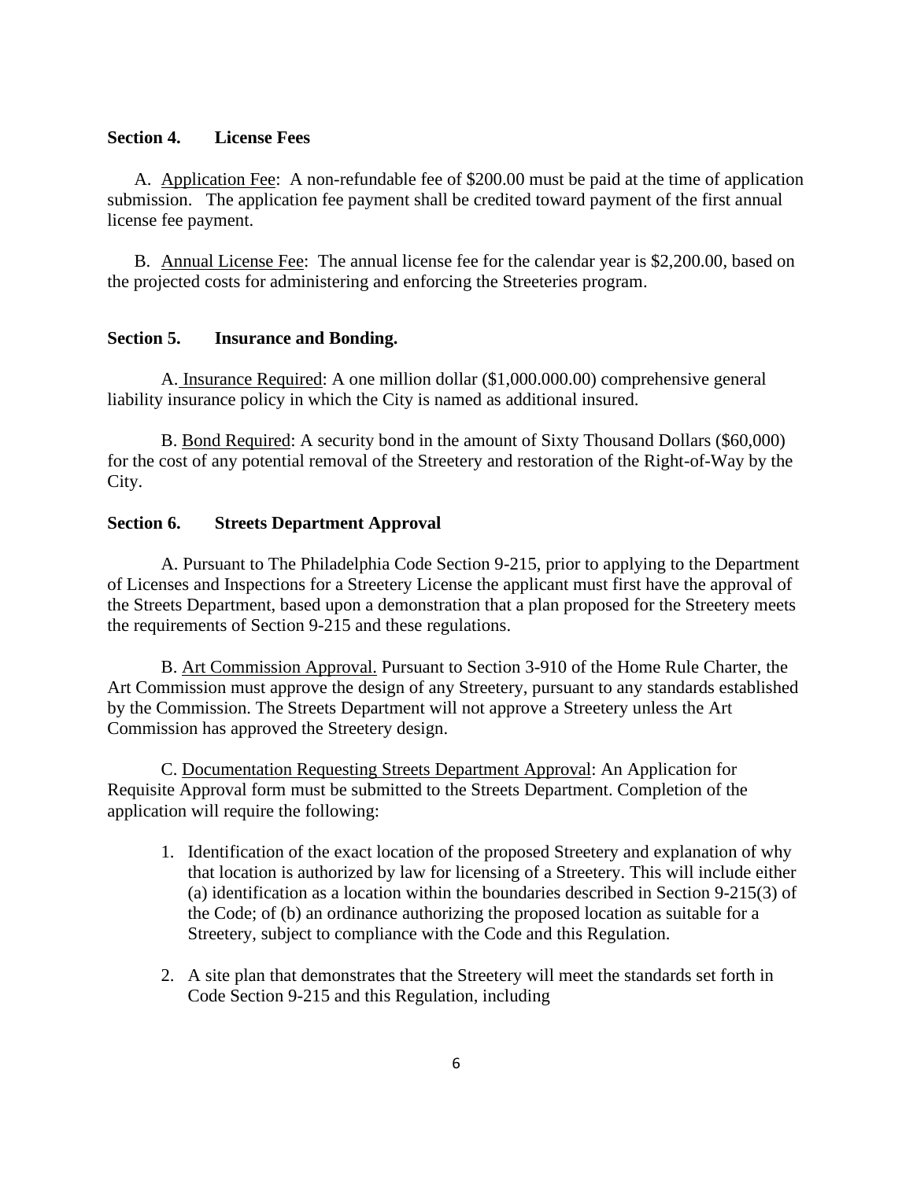**Section 4. License Fees**

A. Application Fee: A non-refundable fee of $200.00 must be paid at the time of application submission. The application fee payment shall be credited toward payment of the first annual license fee payment.

B. Annual License Fee: The annual license fee for the calendar year is $2,200.00, based on the projected costs for administering and enforcing the Streeteries program.

**Section 5. Insurance and Bonding.**

A. Insurance Required: A one million dollar ($1,000.000.00) comprehensive general liability insurance policy in which the City is named as additional insured.

B. Bond Required: A security bond in the amount of Sixty Thousand Dollars ($60,000) for the cost of any potential removal of the Streetery and restoration of the Right-of-Way by the City.

**Section 6. Streets Department Approval**

A. Pursuant to The Philadelphia Code Section 9-215, prior to applying to the Department of Licenses and Inspections for a Streetery License the applicant must first have the approval of the Streets Department, based upon a demonstration that a plan proposed for the Streetery meets the requirements of Section 9-215 and these regulations.

B. Art Commission Approval. Pursuant to Section 3-910 of the Home Rule Charter, the Art Commission must approve the design of any Streetery, pursuant to any standards established by the Commission. The Streets Department will not approve a Streetery unless the Art Commission has approved the Streetery design.

C. Documentation Requesting Streets Department Approval: An Application for Requisite Approval form must be submitted to the Streets Department. Completion of the application will require the following:

1. Identification of the exact location of the proposed Streetery and explanation of why that location is authorized by law for licensing of a Streetery. This will include either (a) identification as a location within the boundaries described in Section 9-215(3) of the Code; of (b) an ordinance authorizing the proposed location as suitable for a Streetery, subject to compliance with the Code and this Regulation.

2. A site plan that demonstrates that the Streetery will meet the standards set forth in Code Section 9-215 and this Regulation, including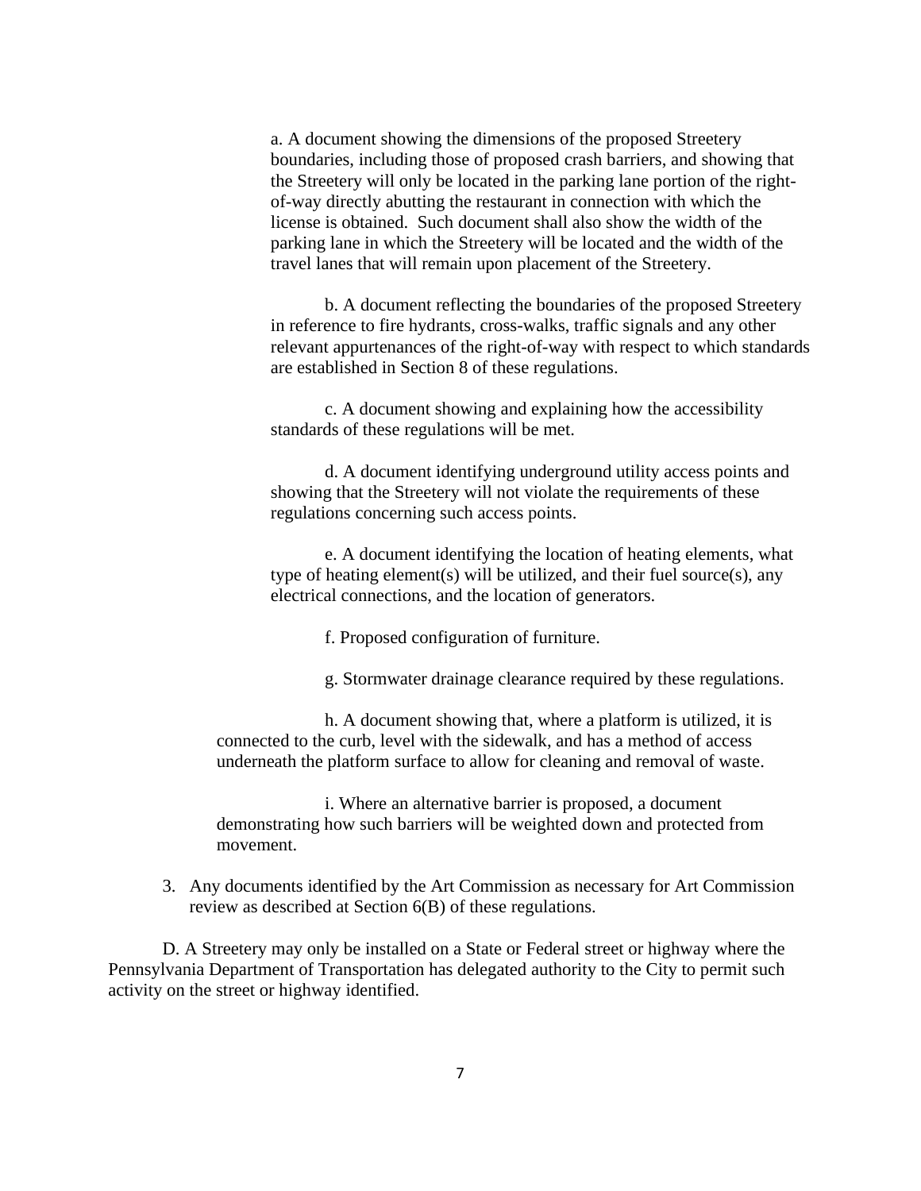a. A document showing the dimensions of the proposed Streetery boundaries, including those of proposed crash barriers, and showing that the Streetery will only be located in the parking lane portion of the right-of-way directly abutting the restaurant in connection with which the license is obtained. Such document shall also show the width of the parking lane in which the Streetery will be located and the width of the travel lanes that will remain upon placement of the Streetery.

b. A document reflecting the boundaries of the proposed Streetery in reference to fire hydrants, cross-walks, traffic signals and any other relevant appurtenances of the right-of-way with respect to which standards are established in Section 8 of these regulations.

c. A document showing and explaining how the accessibility standards of these regulations will be met.

d. A document identifying underground utility access points and showing that the Streetery will not violate the requirements of these regulations concerning such access points.

e. A document identifying the location of heating elements, what type of heating element(s) will be utilized, and their fuel source(s), any electrical connections, and the location of generators.

f. Proposed configuration of furniture.

g. Stormwater drainage clearance required by these regulations.

h. A document showing that, where a platform is utilized, it is connected to the curb, level with the sidewalk, and has a method of access underneath the platform surface to allow for cleaning and removal of waste.

i. Where an alternative barrier is proposed, a document demonstrating how such barriers will be weighted down and protected from movement.

3. Any documents identified by the Art Commission as necessary for Art Commission review as described at Section 6(B) of these regulations.

D. A Streetery may only be installed on a State or Federal street or highway where the Pennsylvania Department of Transportation has delegated authority to the City to permit such activity on the street or highway identified.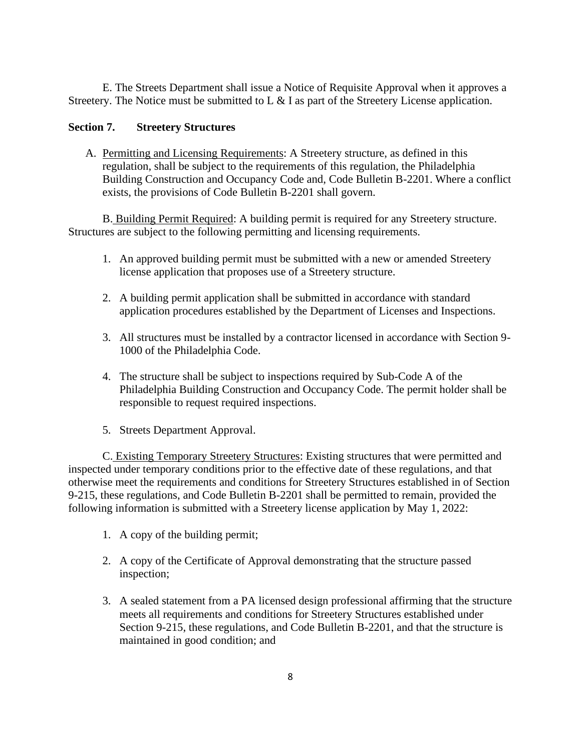E. The Streets Department shall issue a Notice of Requisite Approval when it approves a Streetery. The Notice must be submitted to L & I as part of the Streetery License application.

**Section 7. Streetery Structures**

A. Permitting and Licensing Requirements: A Streetery structure, as defined in this regulation, shall be subject to the requirements of this regulation, the Philadelphia Building Construction and Occupancy Code and, Code Bulletin B-2201. Where a conflict exists, the provisions of Code Bulletin B-2201 shall govern.

B. Building Permit Required: A building permit is required for any Streetery structure. Structures are subject to the following permitting and licensing requirements.

1. An approved building permit must be submitted with a new or amended Streetery license application that proposes use of a Streetery structure.

2. A building permit application shall be submitted in accordance with standard application procedures established by the Department of Licenses and Inspections.

3. All structures must be installed by a contractor licensed in accordance with Section 9-1000 of the Philadelphia Code.

4. The structure shall be subject to inspections required by Sub-Code A of the Philadelphia Building Construction and Occupancy Code. The permit holder shall be responsible to request required inspections.

5. Streets Department Approval.

C. Existing Temporary Streetery Structures: Existing structures that were permitted and inspected under temporary conditions prior to the effective date of these regulations, and that otherwise meet the requirements and conditions for Streetery Structures established in of Section 9-215, these regulations, and Code Bulletin B-2201 shall be permitted to remain, provided the following information is submitted with a Streetery license application by May 1, 2022:

1. A copy of the building permit;

2. A copy of the Certificate of Approval demonstrating that the structure passed inspection;

3. A sealed statement from a PA licensed design professional affirming that the structure meets all requirements and conditions for Streetery Structures established under Section 9-215, these regulations, and Code Bulletin B-2201, and that the structure is maintained in good condition; and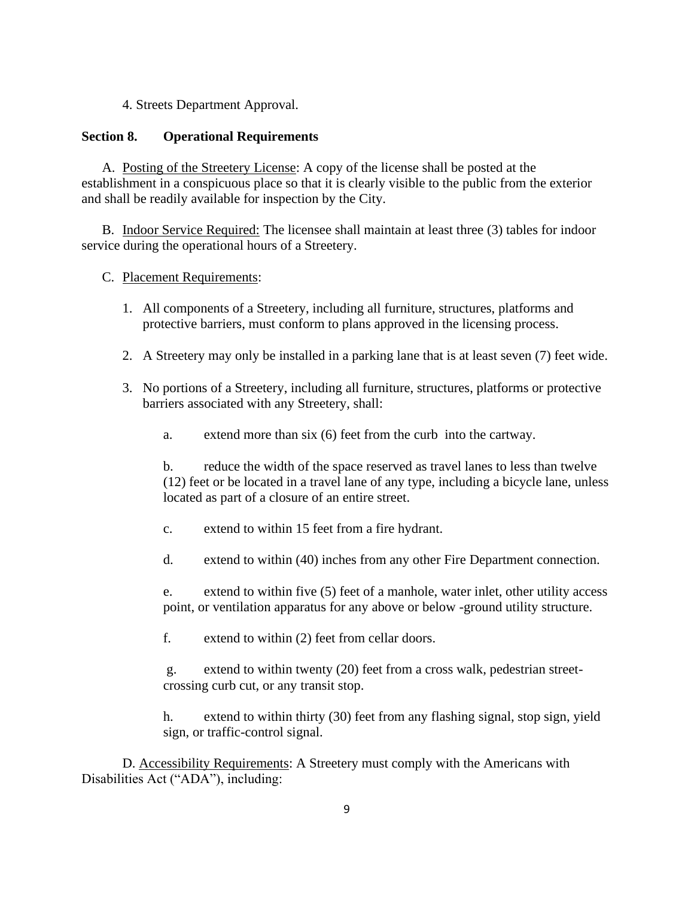4. Streets Department Approval.

**Section 8. Operational Requirements**

A. Posting of the Streetery License: A copy of the license shall be posted at the establishment in a conspicuous place so that it is clearly visible to the public from the exterior and shall be readily available for inspection by the City.

B. Indoor Service Required: The licensee shall maintain at least three (3) tables for indoor service during the operational hours of a Streetery.

C. Placement Requirements:

1. All components of a Streetery, including all furniture, structures, platforms and protective barriers, must conform to plans approved in the licensing process.

2. A Streetery may only be installed in a parking lane that is at least seven (7) feet wide.

3. No portions of a Streetery, including all furniture, structures, platforms or protective barriers associated with any Streetery, shall:

    a. extend more than six (6) feet from the curb into the cartway.

    b. reduce the width of the space reserved as travel lanes to less than twelve (12) feet or be located in a travel lane of any type, including a bicycle lane, unless located as part of a closure of an entire street.

    c. extend to within 15 feet from a fire hydrant.

    d. extend to within (40) inches from any other Fire Department connection.

    e. extend to within five (5) feet of a manhole, water inlet, other utility access point, or ventilation apparatus for any above or below -ground utility structure.

    f. extend to within (2) feet from cellar doors.

    g. extend to within twenty (20) feet from a cross walk, pedestrian street-crossing curb cut, or any transit stop.

    h. extend to within thirty (30) feet from any flashing signal, stop sign, yield sign, or traffic-control signal.

D. Accessibility Requirements: A Streetery must comply with the Americans with Disabilities Act ("ADA"), including: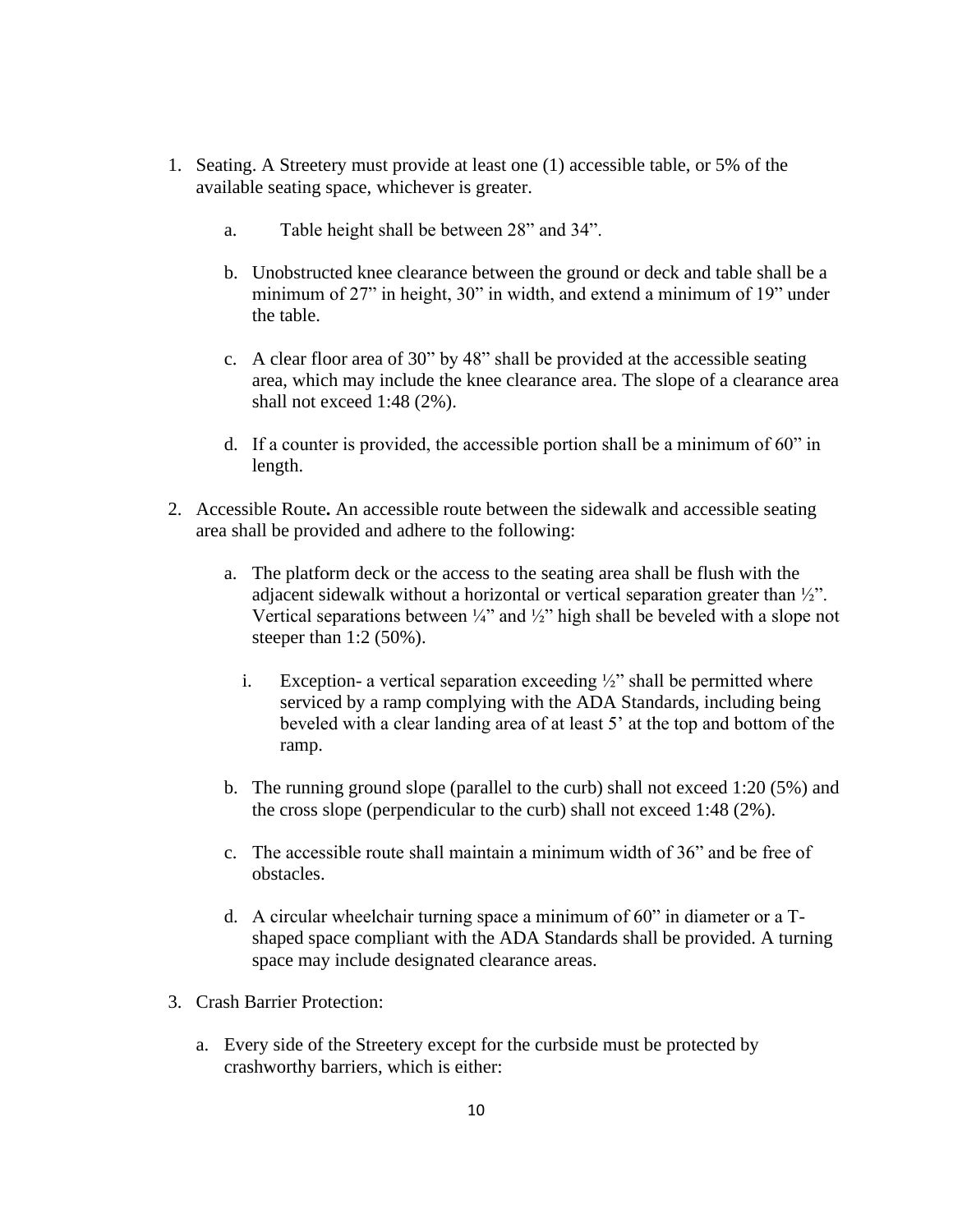1. Seating. A Streetery must provide at least one (1) accessible table, or 5% of the available seating space, whichever is greater.

    a. Table height shall be between 28” and 34”.

    b. Unobstructed knee clearance between the ground or deck and table shall be a minimum of 27” in height, 30” in width, and extend a minimum of 19” under the table.

    c. A clear floor area of 30” by 48” shall be provided at the accessible seating area, which may include the knee clearance area. The slope of a clearance area shall not exceed 1:48 (2%).

    d. If a counter is provided, the accessible portion shall be a minimum of 60” in length.

2. Accessible Route**.** An accessible route between the sidewalk and accessible seating area shall be provided and adhere to the following:

    a. The platform deck or the access to the seating area shall be flush with the adjacent sidewalk without a horizontal or vertical separation greater than ½”. Vertical separations between ¼” and ½” high shall be beveled with a slope not steeper than 1:2 (50%).

        i. Exception- a vertical separation exceeding ½” shall be permitted where serviced by a ramp complying with the ADA Standards, including being beveled with a clear landing area of at least 5’ at the top and bottom of the ramp.

    b. The running ground slope (parallel to the curb) shall not exceed 1:20 (5%) and the cross slope (perpendicular to the curb) shall not exceed 1:48 (2%).

    c. The accessible route shall maintain a minimum width of 36” and be free of obstacles.

    d. A circular wheelchair turning space a minimum of 60” in diameter or a T-shaped space compliant with the ADA Standards shall be provided. A turning space may include designated clearance areas.

3. Crash Barrier Protection:

    a. Every side of the Streetery except for the curbside must be protected by crashworthy barriers, which is either: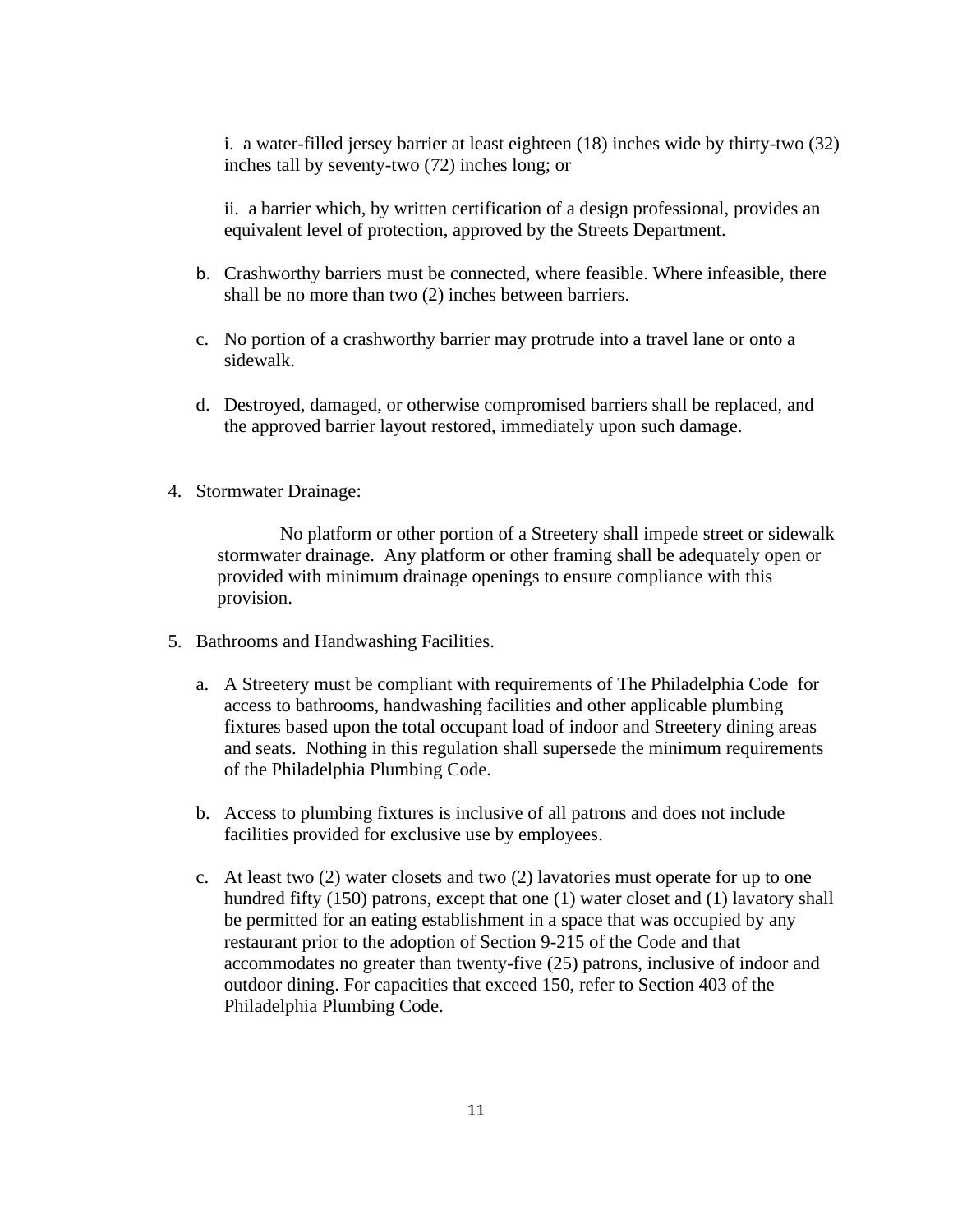i. a water-filled jersey barrier at least eighteen (18) inches wide by thirty-two (32) inches tall by seventy-two (72) inches long; or

ii. a barrier which, by written certification of a design professional, provides an equivalent level of protection, approved by the Streets Department.

b. Crashworthy barriers must be connected, where feasible. Where infeasible, there shall be no more than two (2) inches between barriers.

c. No portion of a crashworthy barrier may protrude into a travel lane or onto a sidewalk.

d. Destroyed, damaged, or otherwise compromised barriers shall be replaced, and the approved barrier layout restored, immediately upon such damage.

4. Stormwater Drainage:

   No platform or other portion of a Streetery shall impede street or sidewalk stormwater drainage. Any platform or other framing shall be adequately open or provided with minimum drainage openings to ensure compliance with this provision.

5. Bathrooms and Handwashing Facilities.

   a. A Streetery must be compliant with requirements of The Philadelphia Code for access to bathrooms, handwashing facilities and other applicable plumbing fixtures based upon the total occupant load of indoor and Streetery dining areas and seats. Nothing in this regulation shall supersede the minimum requirements of the Philadelphia Plumbing Code.

   b. Access to plumbing fixtures is inclusive of all patrons and does not include facilities provided for exclusive use by employees.

   c. At least two (2) water closets and two (2) lavatories must operate for up to one hundred fifty (150) patrons, except that one (1) water closet and (1) lavatory shall be permitted for an eating establishment in a space that was occupied by any restaurant prior to the adoption of Section 9-215 of the Code and that accommodates no greater than twenty-five (25) patrons, inclusive of indoor and outdoor dining. For capacities that exceed 150, refer to Section 403 of the Philadelphia Plumbing Code.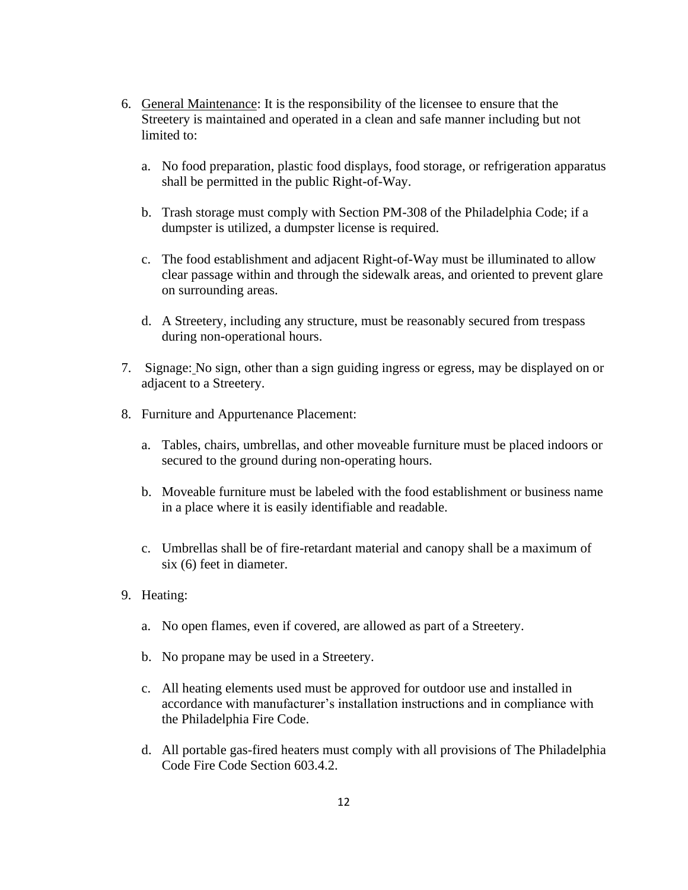6. <u>General Maintenance</u>: It is the responsibility of the licensee to ensure that the Streetery is maintained and operated in a clean and safe manner including but not limited to:

   a. No food preparation, plastic food displays, food storage, or refrigeration apparatus shall be permitted in the public Right-of-Way.

   b. Trash storage must comply with Section PM-308 of the Philadelphia Code; if a dumpster is utilized, a dumpster license is required.

   c. The food establishment and adjacent Right-of-Way must be illuminated to allow clear passage within and through the sidewalk areas, and oriented to prevent glare on surrounding areas.

   d. A Streetery, including any structure, must be reasonably secured from trespass during non-operational hours.

7. Signage: No sign, other than a sign guiding ingress or egress, may be displayed on or adjacent to a Streetery.

8. Furniture and Appurtenance Placement:

   a. Tables, chairs, umbrellas, and other moveable furniture must be placed indoors or secured to the ground during non-operating hours.

   b. Moveable furniture must be labeled with the food establishment or business name in a place where it is easily identifiable and readable.

   c. Umbrellas shall be of fire-retardant material and canopy shall be a maximum of six (6) feet in diameter.

9. Heating:

   a. No open flames, even if covered, are allowed as part of a Streetery.

   b. No propane may be used in a Streetery.

   c. All heating elements used must be approved for outdoor use and installed in accordance with manufacturer's installation instructions and in compliance with the Philadelphia Fire Code.

   d. All portable gas-fired heaters must comply with all provisions of The Philadelphia Code Fire Code Section 603.4.2.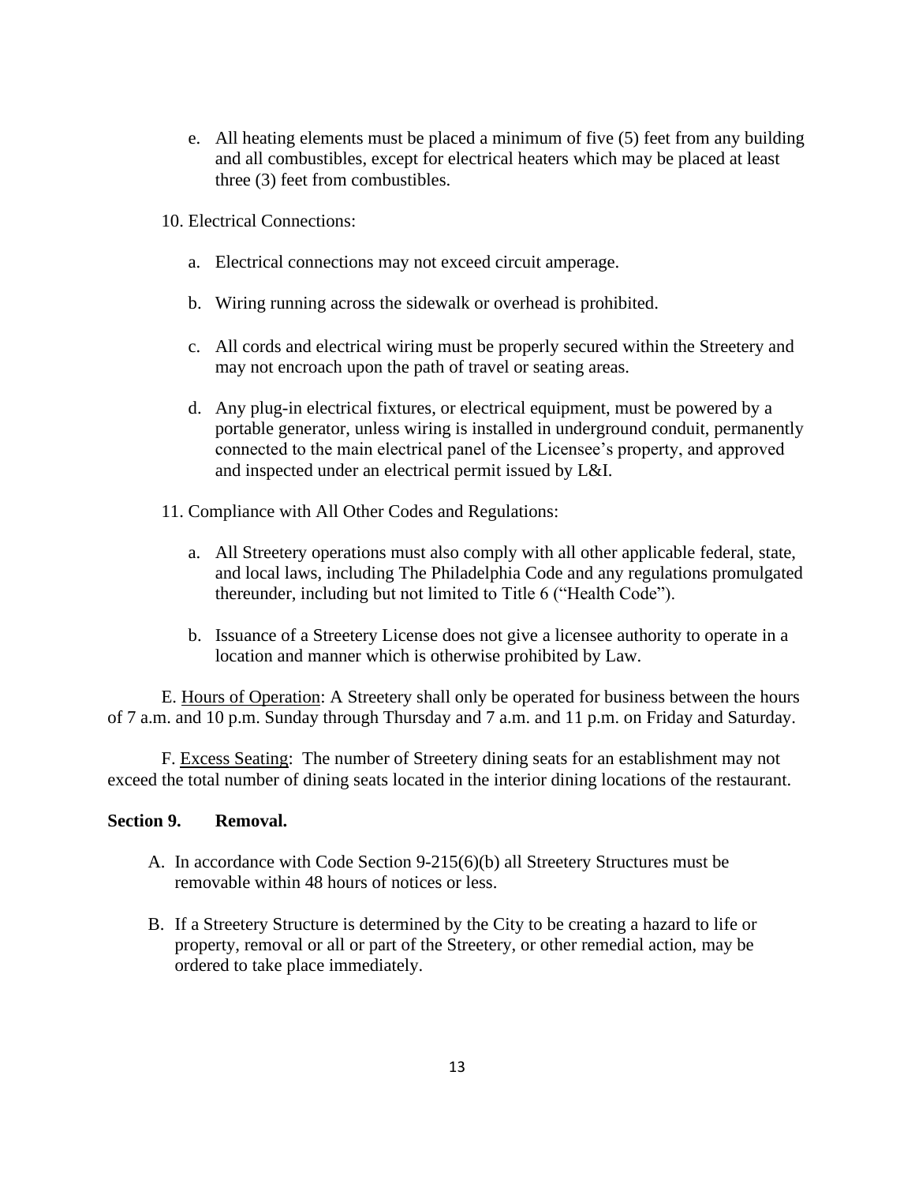e. All heating elements must be placed a minimum of five (5) feet from any building and all combustibles, except for electrical heaters which may be placed at least three (3) feet from combustibles.

10. Electrical Connections:

   a. Electrical connections may not exceed circuit amperage.

   b. Wiring running across the sidewalk or overhead is prohibited.

   c. All cords and electrical wiring must be properly secured within the Streetery and may not encroach upon the path of travel or seating areas.

   d. Any plug-in electrical fixtures, or electrical equipment, must be powered by a portable generator, unless wiring is installed in underground conduit, permanently connected to the main electrical panel of the Licensee's property, and approved and inspected under an electrical permit issued by L&I.

11. Compliance with All Other Codes and Regulations:

   a. All Streetery operations must also comply with all other applicable federal, state, and local laws, including The Philadelphia Code and any regulations promulgated thereunder, including but not limited to Title 6 ("Health Code").

   b. Issuance of a Streetery License does not give a licensee authority to operate in a location and manner which is otherwise prohibited by Law.

E. Hours of Operation: A Streetery shall only be operated for business between the hours of 7 a.m. and 10 p.m. Sunday through Thursday and 7 a.m. and 11 p.m. on Friday and Saturday.

F. Excess Seating: The number of Streetery dining seats for an establishment may not exceed the total number of dining seats located in the interior dining locations of the restaurant.

**Section 9. Removal.**

A. In accordance with Code Section 9-215(6)(b) all Streetery Structures must be removable within 48 hours of notices or less.

B. If a Streetery Structure is determined by the City to be creating a hazard to life or property, removal or all or part of the Streetery, or other remedial action, may be ordered to take place immediately.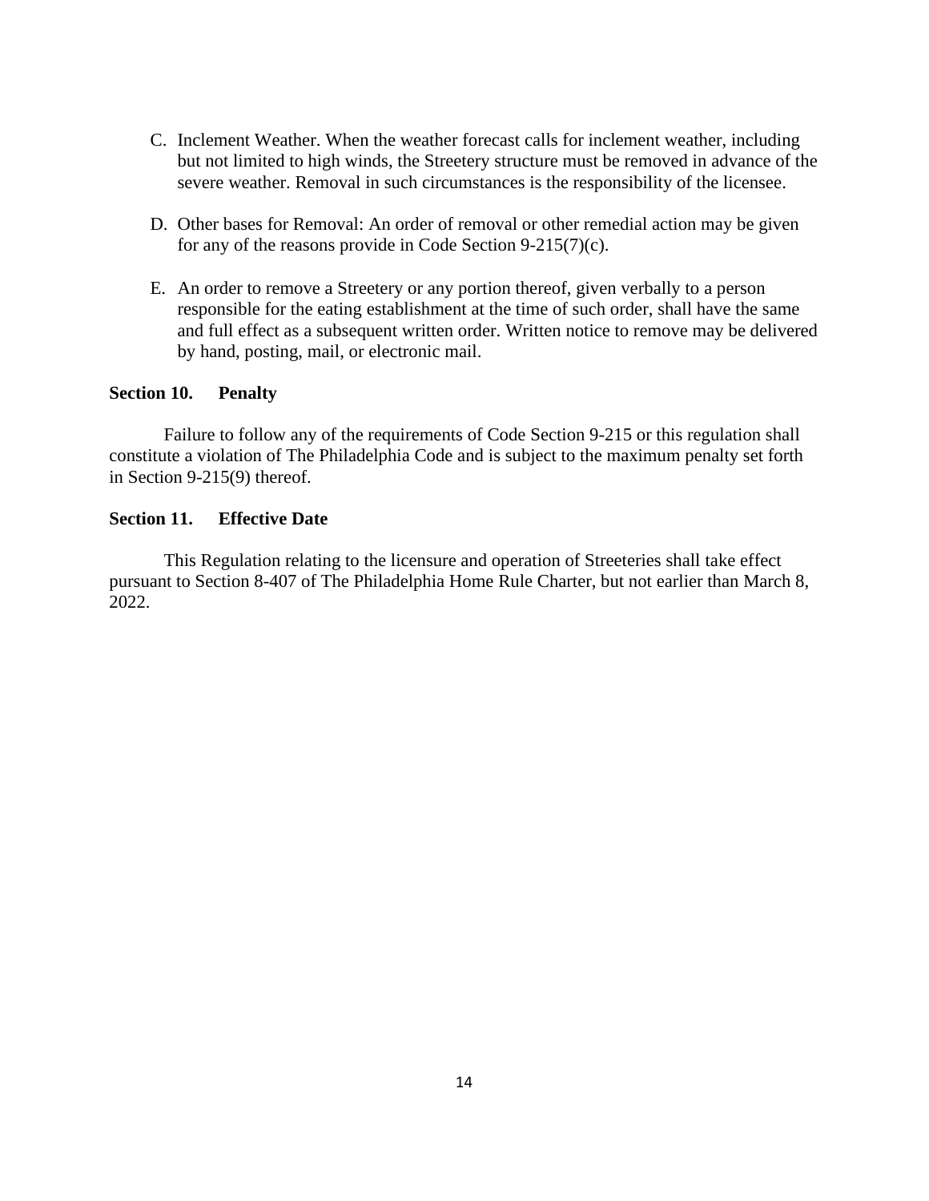C. Inclement Weather. When the weather forecast calls for inclement weather, including but not limited to high winds, the Streetery structure must be removed in advance of the severe weather. Removal in such circumstances is the responsibility of the licensee.

D. Other bases for Removal: An order of removal or other remedial action may be given for any of the reasons provide in Code Section 9-215(7)(c).

E. An order to remove a Streetery or any portion thereof, given verbally to a person responsible for the eating establishment at the time of such order, shall have the same and full effect as a subsequent written order. Written notice to remove may be delivered by hand, posting, mail, or electronic mail.

**Section 10. Penalty**

Failure to follow any of the requirements of Code Section 9-215 or this regulation shall constitute a violation of The Philadelphia Code and is subject to the maximum penalty set forth in Section 9-215(9) thereof.

**Section 11. Effective Date**

This Regulation relating to the licensure and operation of Streeteries shall take effect pursuant to Section 8-407 of The Philadelphia Home Rule Charter, but not earlier than March 8, 2022.